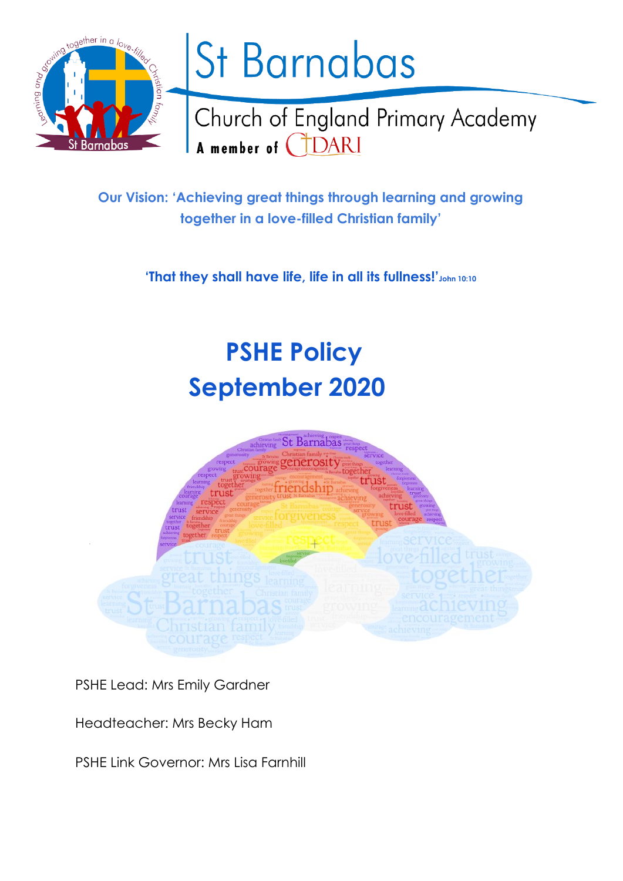# St Barnabas

## Church of England Primary Academy

**A member of DARI**

**Our Vision: 'Achieving great things through learning and growing together in a love-filled Christian family'**

**'That they shall have life, life in all its fullness!'** John 10:10

# PSHE Policy
# September 2020

PSHE Lead: Mrs Emily Gardner

Headteacher: Mrs Becky Ham

PSHE Link Governor: Mrs Lisa Farnhill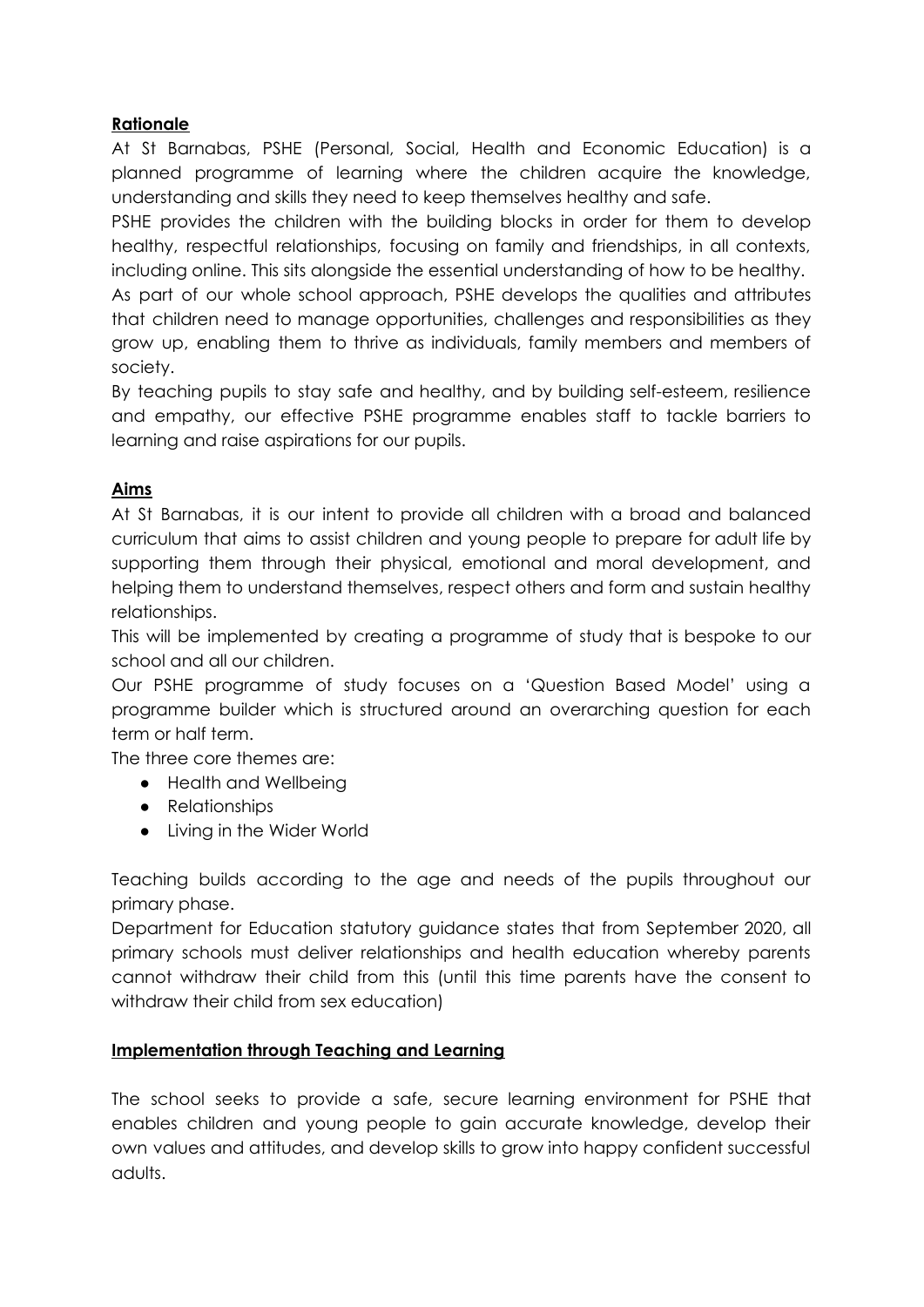## Rationale

At St Barnabas, PSHE (Personal, Social, Health and Economic Education) is a planned programme of learning where the children acquire the knowledge, understanding and skills they need to keep themselves healthy and safe.

PSHE provides the children with the building blocks in order for them to develop healthy, respectful relationships, focusing on family and friendships, in all contexts, including online. This sits alongside the essential understanding of how to be healthy.

As part of our whole school approach, PSHE develops the qualities and attributes that children need to manage opportunities, challenges and responsibilities as they grow up, enabling them to thrive as individuals, family members and members of society.

By teaching pupils to stay safe and healthy, and by building self-esteem, resilience and empathy, our effective PSHE programme enables staff to tackle barriers to learning and raise aspirations for our pupils.

## Aims

At St Barnabas, it is our intent to provide all children with a broad and balanced curriculum that aims to assist children and young people to prepare for adult life by supporting them through their physical, emotional and moral development, and helping them to understand themselves, respect others and form and sustain healthy relationships.

This will be implemented by creating a programme of study that is bespoke to our school and all our children.

Our PSHE programme of study focuses on a 'Question Based Model' using a programme builder which is structured around an overarching question for each term or half term.

The three core themes are:

- Health and Wellbeing
- Relationships
- Living in the Wider World

Teaching builds according to the age and needs of the pupils throughout our primary phase.

Department for Education statutory guidance states that from September 2020, all primary schools must deliver relationships and health education whereby parents cannot withdraw their child from this (until this time parents have the consent to withdraw their child from sex education)

## Implementation through Teaching and Learning

The school seeks to provide a safe, secure learning environment for PSHE that enables children and young people to gain accurate knowledge, develop their own values and attitudes, and develop skills to grow into happy confident successful adults.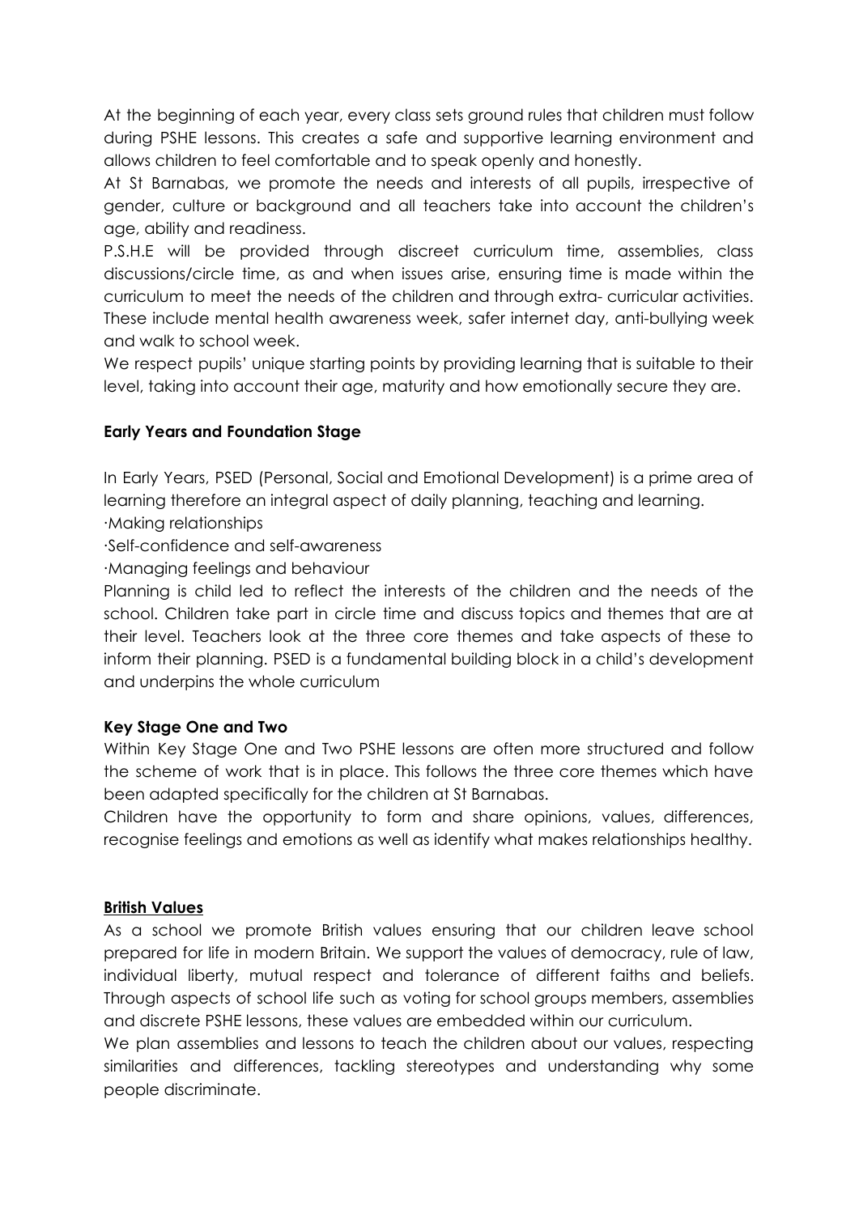At the beginning of each year, every class sets ground rules that children must follow during PSHE lessons. This creates a safe and supportive learning environment and allows children to feel comfortable and to speak openly and honestly.

At St Barnabas, we promote the needs and interests of all pupils, irrespective of gender, culture or background and all teachers take into account the children's age, ability and readiness.

P.S.H.E will be provided through discreet curriculum time, assemblies, class discussions/circle time, as and when issues arise, ensuring time is made within the curriculum to meet the needs of the children and through extra- curricular activities. These include mental health awareness week, safer internet day, anti-bullying week and walk to school week.

We respect pupils' unique starting points by providing learning that is suitable to their level, taking into account their age, maturity and how emotionally secure they are.

**Early Years and Foundation Stage**

In Early Years, PSED (Personal, Social and Emotional Development) is a prime area of learning therefore an integral aspect of daily planning, teaching and learning.

·Making relationships

·Self-confidence and self-awareness

·Managing feelings and behaviour

Planning is child led to reflect the interests of the children and the needs of the school. Children take part in circle time and discuss topics and themes that are at their level. Teachers look at the three core themes and take aspects of these to inform their planning. PSED is a fundamental building block in a child's development and underpins the whole curriculum

**Key Stage One and Two**

Within Key Stage One and Two PSHE lessons are often more structured and follow the scheme of work that is in place. This follows the three core themes which have been adapted specifically for the children at St Barnabas.

Children have the opportunity to form and share opinions, values, differences, recognise feelings and emotions as well as identify what makes relationships healthy.

**British Values**

As a school we promote British values ensuring that our children leave school prepared for life in modern Britain. We support the values of democracy, rule of law, individual liberty, mutual respect and tolerance of different faiths and beliefs. Through aspects of school life such as voting for school groups members, assemblies and discrete PSHE lessons, these values are embedded within our curriculum.

We plan assemblies and lessons to teach the children about our values, respecting similarities and differences, tackling stereotypes and understanding why some people discriminate.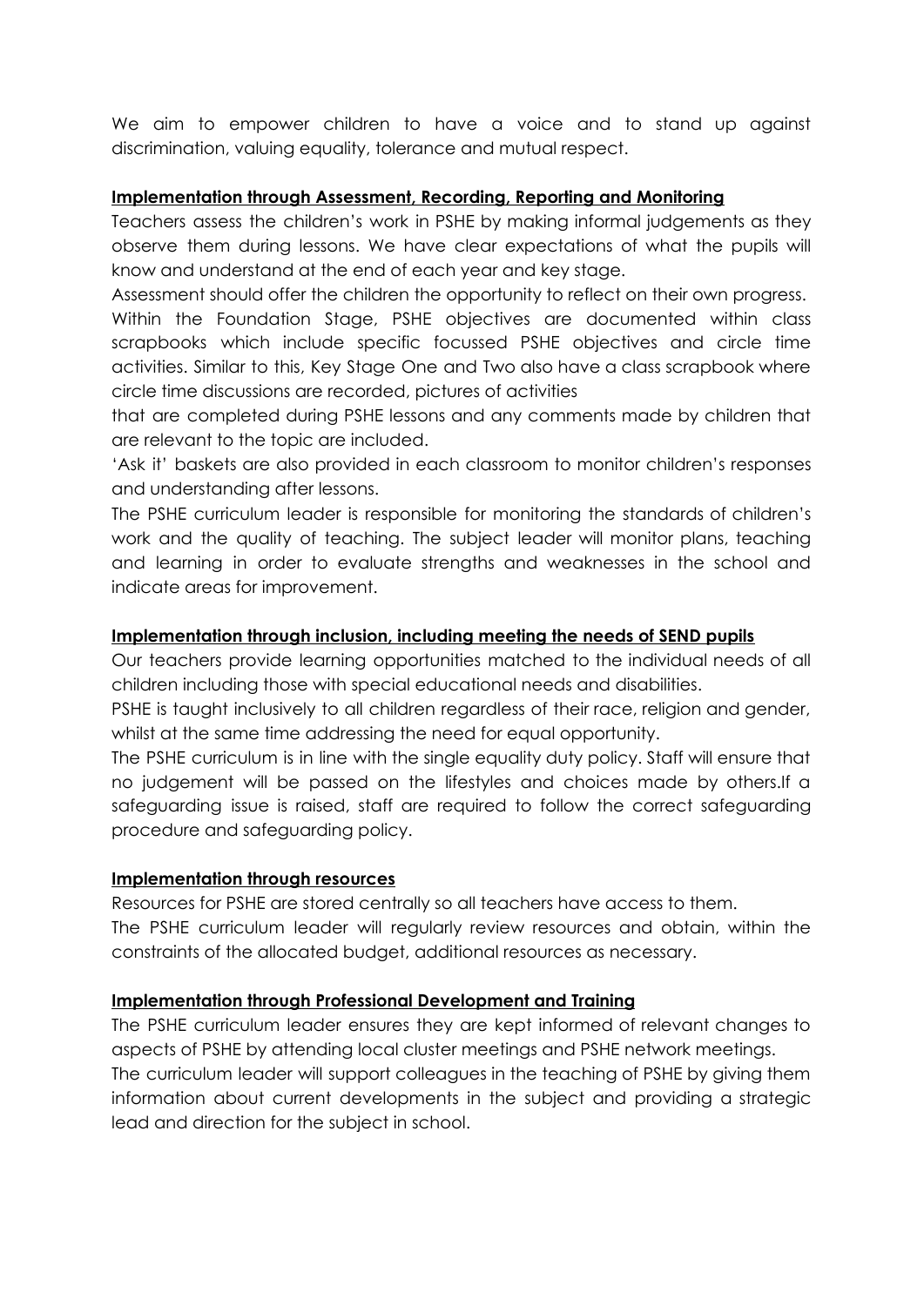We aim to empower children to have a voice and to stand up against discrimination, valuing equality, tolerance and mutual respect.

**Implementation through Assessment, Recording, Reporting and Monitoring**

Teachers assess the children's work in PSHE by making informal judgements as they observe them during lessons. We have clear expectations of what the pupils will know and understand at the end of each year and key stage.

Assessment should offer the children the opportunity to reflect on their own progress.

Within the Foundation Stage, PSHE objectives are documented within class scrapbooks which include specific focussed PSHE objectives and circle time activities. Similar to this, Key Stage One and Two also have a class scrapbook where circle time discussions are recorded, pictures of activities that are completed during PSHE lessons and any comments made by children that are relevant to the topic are included.

'Ask it' baskets are also provided in each classroom to monitor children's responses and understanding after lessons.

The PSHE curriculum leader is responsible for monitoring the standards of children's work and the quality of teaching. The subject leader will monitor plans, teaching and learning in order to evaluate strengths and weaknesses in the school and indicate areas for improvement.

**Implementation through inclusion, including meeting the needs of SEND pupils**

Our teachers provide learning opportunities matched to the individual needs of all children including those with special educational needs and disabilities.

PSHE is taught inclusively to all children regardless of their race, religion and gender, whilst at the same time addressing the need for equal opportunity.

The PSHE curriculum is in line with the single equality duty policy. Staff will ensure that no judgement will be passed on the lifestyles and choices made by others.If a safeguarding issue is raised, staff are required to follow the correct safeguarding procedure and safeguarding policy.

**Implementation through resources**

Resources for PSHE are stored centrally so all teachers have access to them.

The PSHE curriculum leader will regularly review resources and obtain, within the constraints of the allocated budget, additional resources as necessary.

**Implementation through Professional Development and Training**

The PSHE curriculum leader ensures they are kept informed of relevant changes to aspects of PSHE by attending local cluster meetings and PSHE network meetings.

The curriculum leader will support colleagues in the teaching of PSHE by giving them information about current developments in the subject and providing a strategic lead and direction for the subject in school.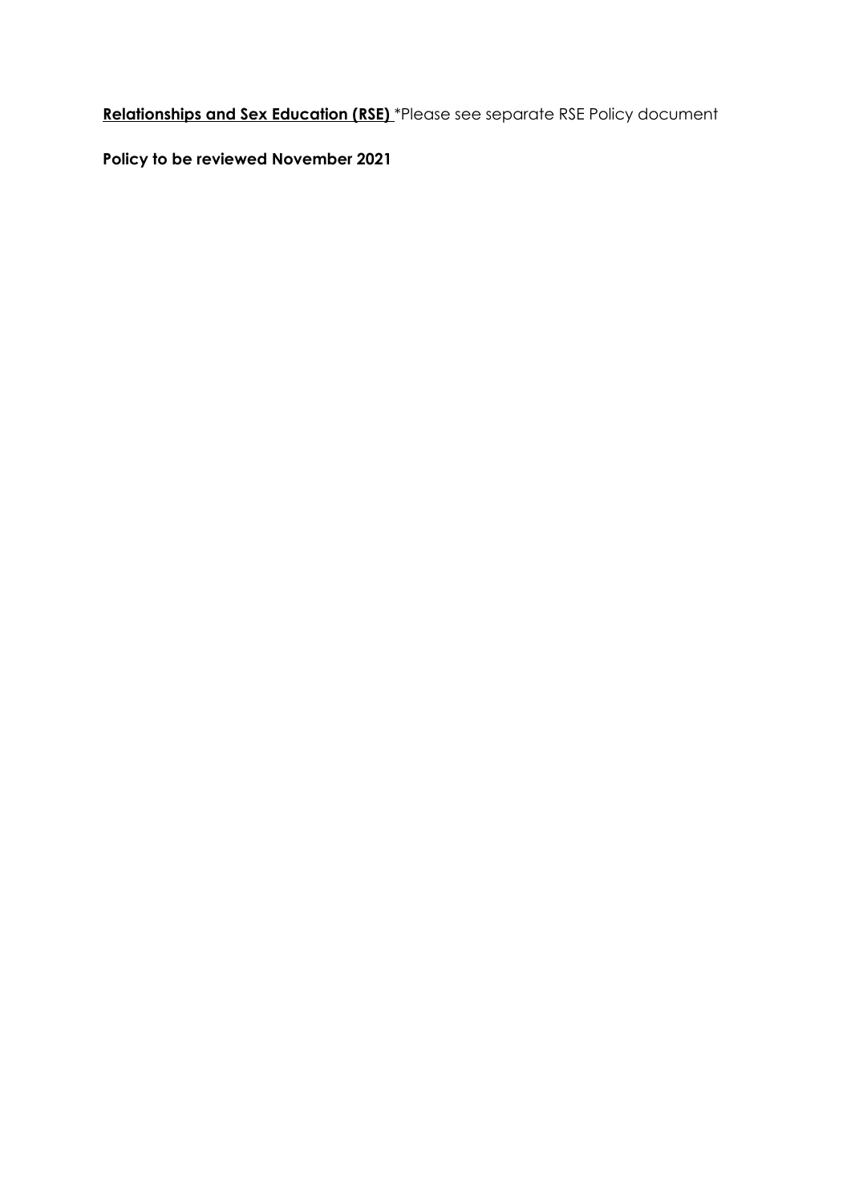**<u>Relationships and Sex Education (RSE)</u>** *Please see separate RSE Policy document

**Policy to be reviewed November 2021**